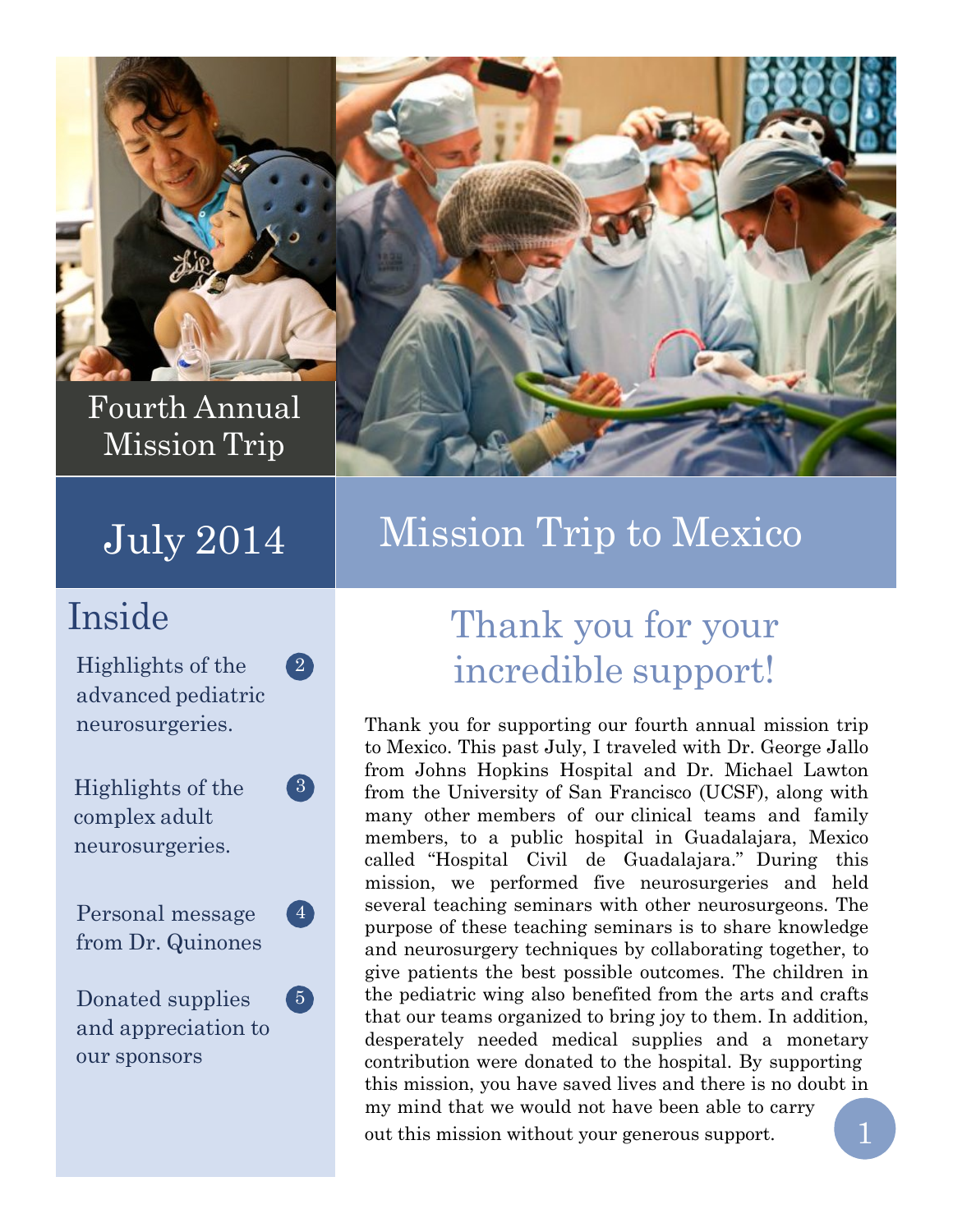Fourth Annual Mission Trip

July 2014

# Mission Trip to Mexico

## Inside

- Highlights of the advanced pediatric neurosurgeries. — 2
- Highlights of the complex adult neurosurgeries. — 3
- Personal message from Dr. Quinones — 4
- Donated supplies and appreciation to our sponsors — 5

## Thank you for your incredible support!

Thank you for supporting our fourth annual mission trip to Mexico. This past July, I traveled with Dr. George Jallo from Johns Hopkins Hospital and Dr. Michael Lawton from the University of San Francisco (UCSF), along with many other members of our clinical teams and family members, to a public hospital in Guadalajara, Mexico called "Hospital Civil de Guadalajara." During this mission, we performed five neurosurgeries and held several teaching seminars with other neurosurgeons. The purpose of these teaching seminars is to share knowledge and neurosurgery techniques by collaborating together, to give patients the best possible outcomes. The children in the pediatric wing also benefited from the arts and crafts that our teams organized to bring joy to them. In addition, desperately needed medical supplies and a monetary contribution were donated to the hospital. By supporting this mission, you have saved lives and there is no doubt in my mind that we would not have been able to carry out this mission without your generous support.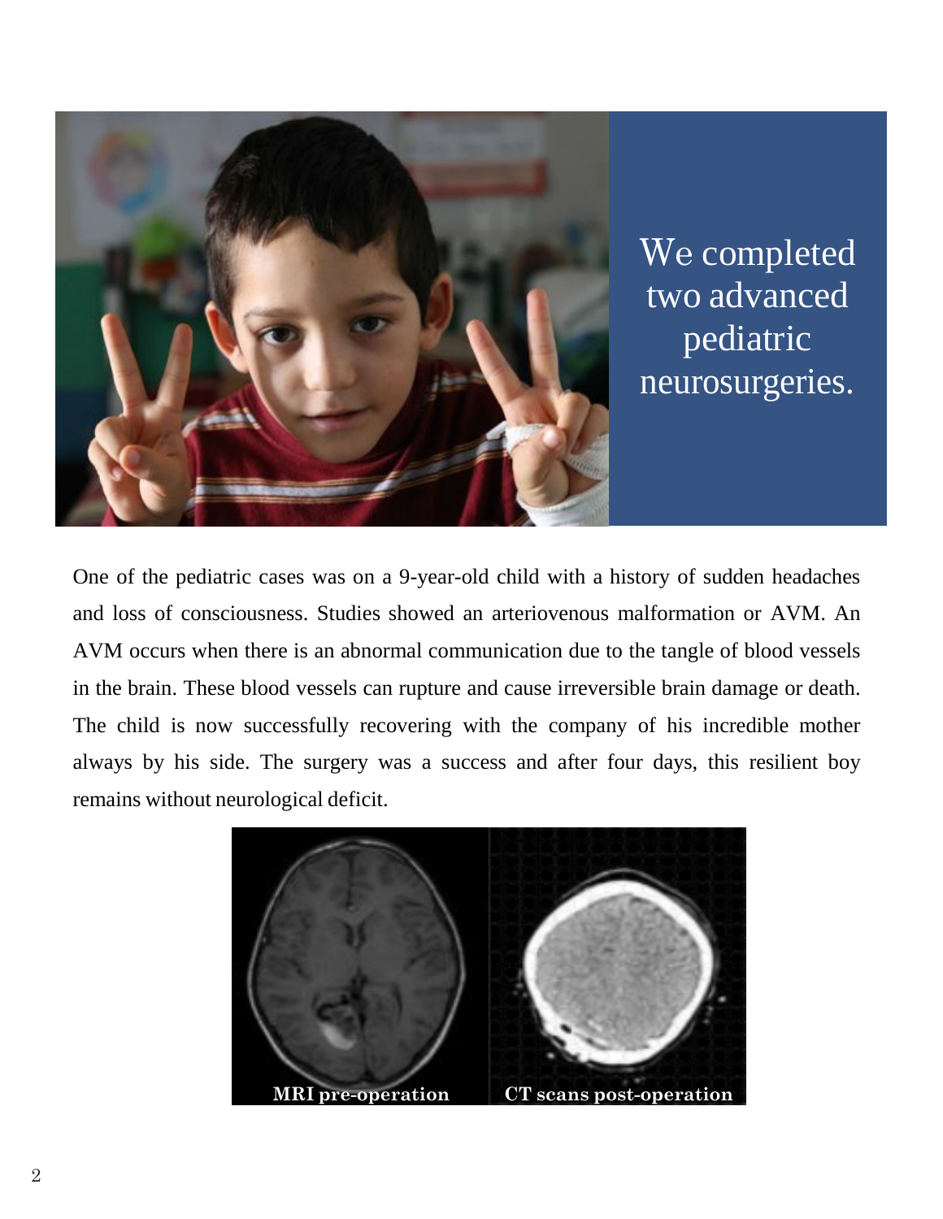We completed two advanced pediatric neurosurgeries.

One of the pediatric cases was on a 9-year-old child with a history of sudden headaches and loss of consciousness. Studies showed an arteriovenous malformation or AVM. An AVM occurs when there is an abnormal communication due to the tangle of blood vessels in the brain. These blood vessels can rupture and cause irreversible brain damage or death. The child is now successfully recovering with the company of his incredible mother always by his side. The surgery was a success and after four days, this resilient boy remains without neurological deficit.

**MRI pre-operation** **CT scans post-operation**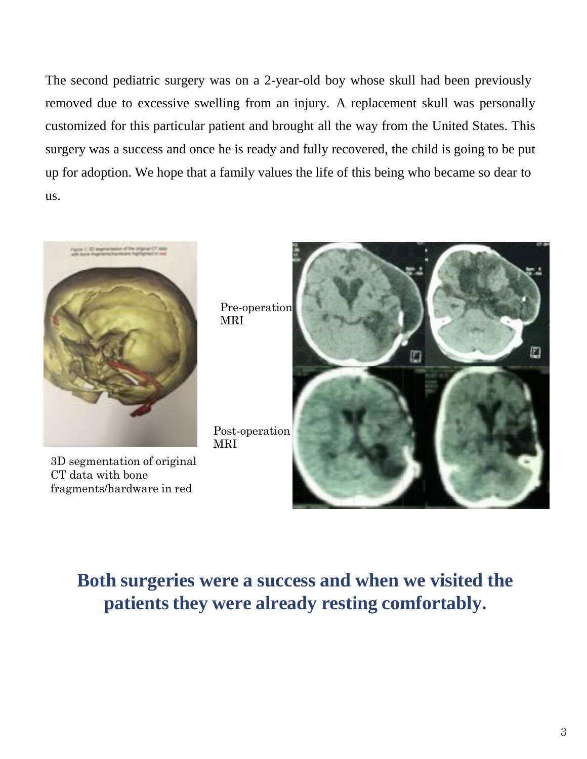The second pediatric surgery was on a 2-year-old boy whose skull had been previously removed due to excessive swelling from an injury. A replacement skull was personally customized for this particular patient and brought all the way from the United States. This surgery was a success and once he is ready and fully recovered, the child is going to be put up for adoption. We hope that a family values the life of this being who became so dear to us.

3D segmentation of original CT data with bone fragments/hardware in red

Pre-operation MRI

Post-operation MRI

**Both surgeries were a success and when we visited the patients they were already resting comfortably.**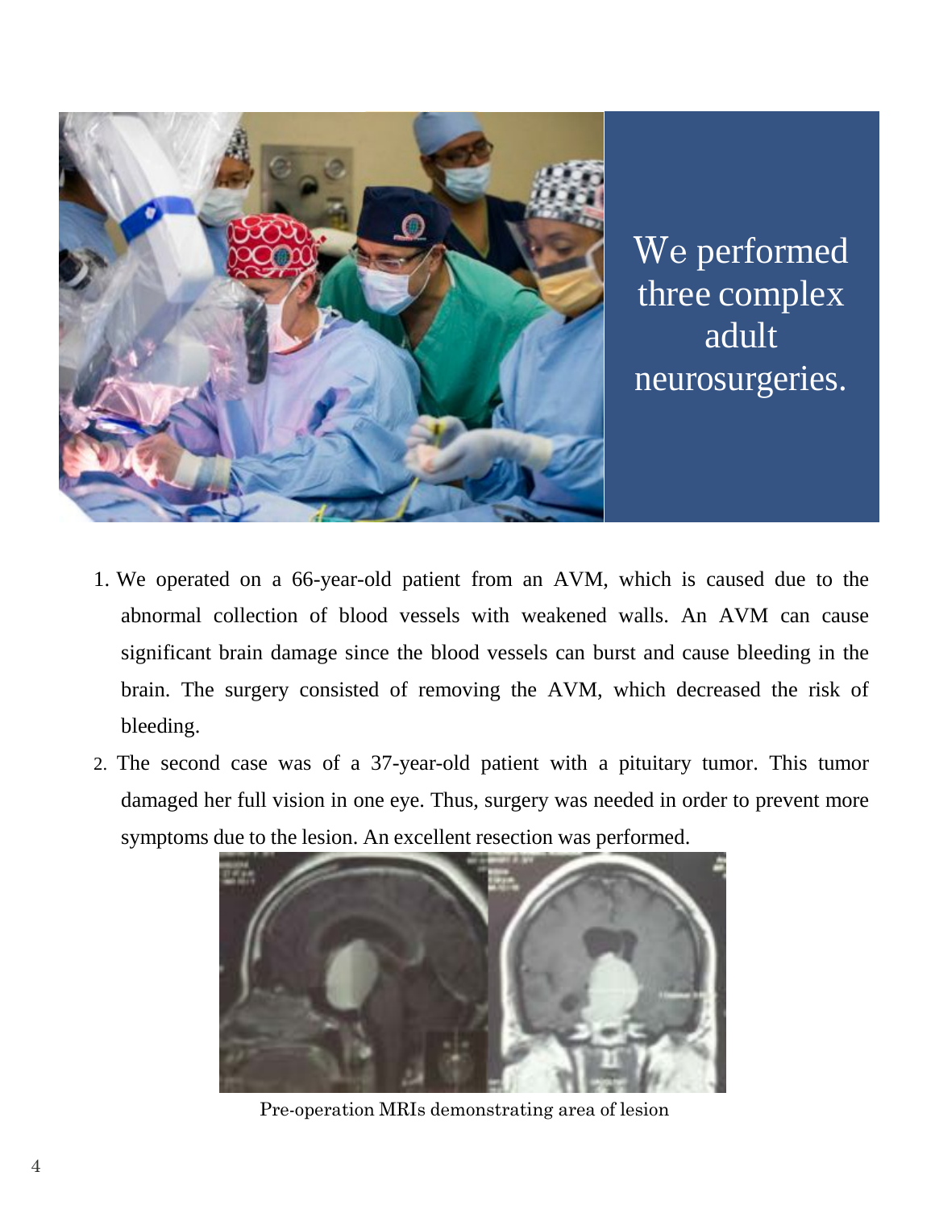We performed three complex adult neurosurgeries.

1. We operated on a 66-year-old patient from an AVM, which is caused due to the abnormal collection of blood vessels with weakened walls. An AVM can cause significant brain damage since the blood vessels can burst and cause bleeding in the brain. The surgery consisted of removing the AVM, which decreased the risk of bleeding.
2. The second case was of a 37-year-old patient with a pituitary tumor. This tumor damaged her full vision in one eye. Thus, surgery was needed in order to prevent more symptoms due to the lesion. An excellent resection was performed.

Pre-operation MRIs demonstrating area of lesion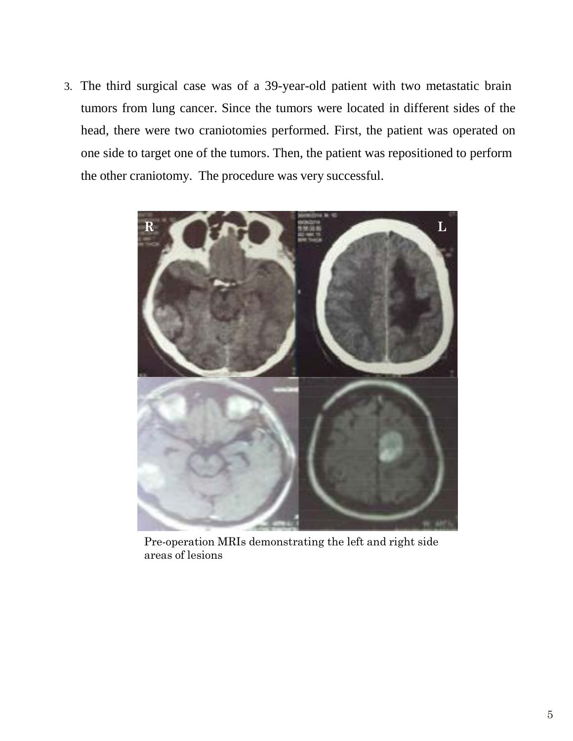3. The third surgical case was of a 39-year-old patient with two metastatic brain tumors from lung cancer. Since the tumors were located in different sides of the head, there were two craniotomies performed. First, the patient was operated on one side to target one of the tumors. Then, the patient was repositioned to perform the other craniotomy. The procedure was very successful.

Pre-operation MRIs demonstrating the left and right side areas of lesions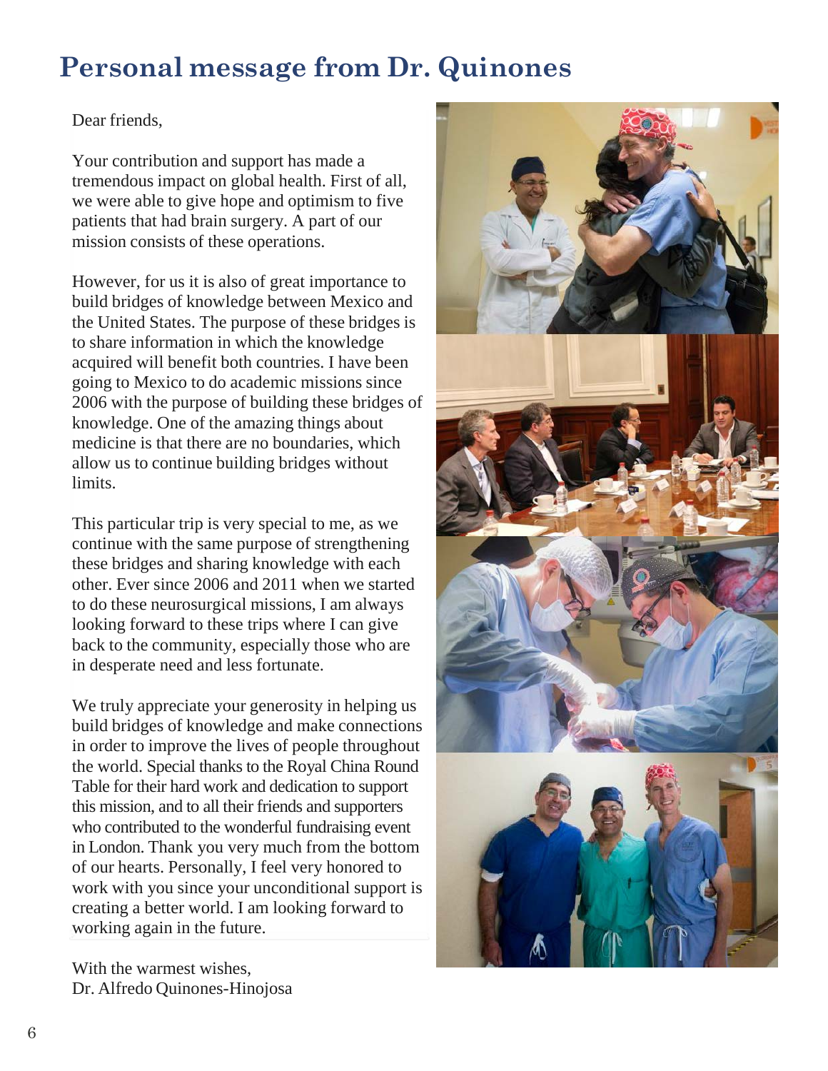# Personal message from Dr. Quinones

Dear friends,

Your contribution and support has made a tremendous impact on global health. First of all, we were able to give hope and optimism to five patients that had brain surgery. A part of our mission consists of these operations.

However, for us it is also of great importance to build bridges of knowledge between Mexico and the United States. The purpose of these bridges is to share information in which the knowledge acquired will benefit both countries. I have been going to Mexico to do academic missions since 2006 with the purpose of building these bridges of knowledge. One of the amazing things about medicine is that there are no boundaries, which allow us to continue building bridges without limits.

This particular trip is very special to me, as we continue with the same purpose of strengthening these bridges and sharing knowledge with each other. Ever since 2006 and 2011 when we started to do these neurosurgical missions, I am always looking forward to these trips where I can give back to the community, especially those who are in desperate need and less fortunate.

We truly appreciate your generosity in helping us build bridges of knowledge and make connections in order to improve the lives of people throughout the world. Special thanks to the Royal China Round Table for their hard work and dedication to support this mission, and to all their friends and supporters who contributed to the wonderful fundraising event in London. Thank you very much from the bottom of our hearts. Personally, I feel very honored to work with you since your unconditional support is creating a better world. I am looking forward to working again in the future.

With the warmest wishes,
Dr. Alfredo Quinones-Hinojosa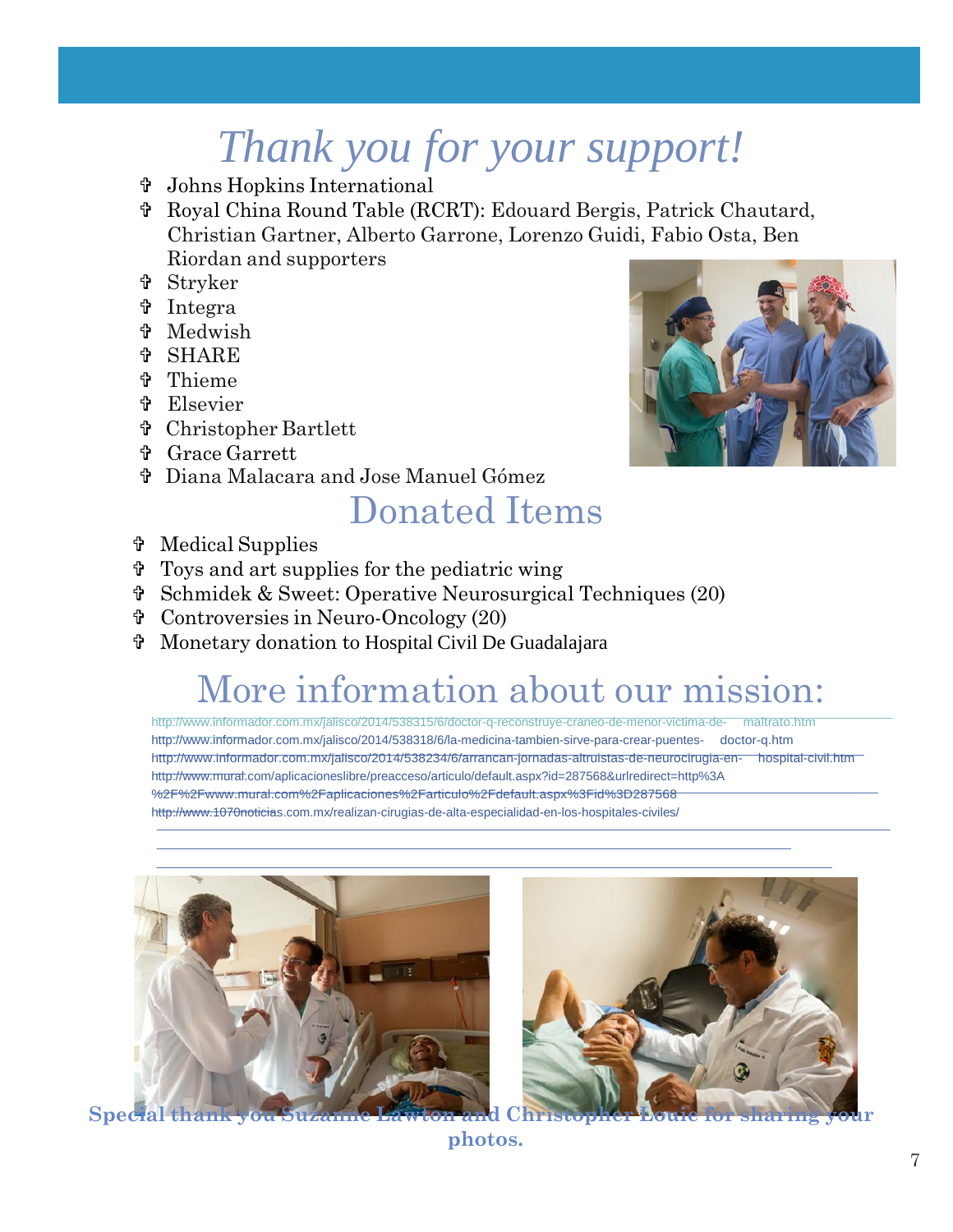# *Thank you for your support!*

- Johns Hopkins International
- Royal China Round Table (RCRT): Edouard Bergis, Patrick Chautard, Christian Gartner, Alberto Garrone, Lorenzo Guidi, Fabio Osta, Ben Riordan and supporters
- Stryker
- Integra
- Medwish
- SHARE
- Thieme
- Elsevier
- Christopher Bartlett
- Grace Garrett
- Diana Malacara and Jose Manuel Gómez

## Donated Items

- Medical Supplies
- Toys and art supplies for the pediatric wing
- Schmidek & Sweet: Operative Neurosurgical Techniques (20)
- Controversies in Neuro-Oncology (20)
- Monetary donation to Hospital Civil De Guadalajara

## More information about our mission:

http://www.informador.com.mx/jalisco/2014/538315/6/doctor-q-reconstruye-craneo-de-menor-victima-de-maltrato.htm
http://www.informador.com.mx/jalisco/2014/538318/6/la-medicina-tambien-sirve-para-crear-puentes-doctor-q.htm
http://www.informador.com.mx/jalisco/2014/538234/6/arrancan-jornadas-altruistas-de-neurocirugia-en-hospital-civil.htm
http://www.mural.com/aplicacioneslibre/preacceso/articulo/default.aspx?id=287568&urlredirect=http%3A%2F%2Fwww.mural.com%2Faplicaciones%2Farticulo%2Fdefault.aspx%3Fid%3D287568
http://www.1070noticias.com.mx/realizan-cirugias-de-alta-especialidad-en-los-hospitales-civiles/

**Special thank you Suzanne Lawton and Christopher Louie for sharing your photos.**